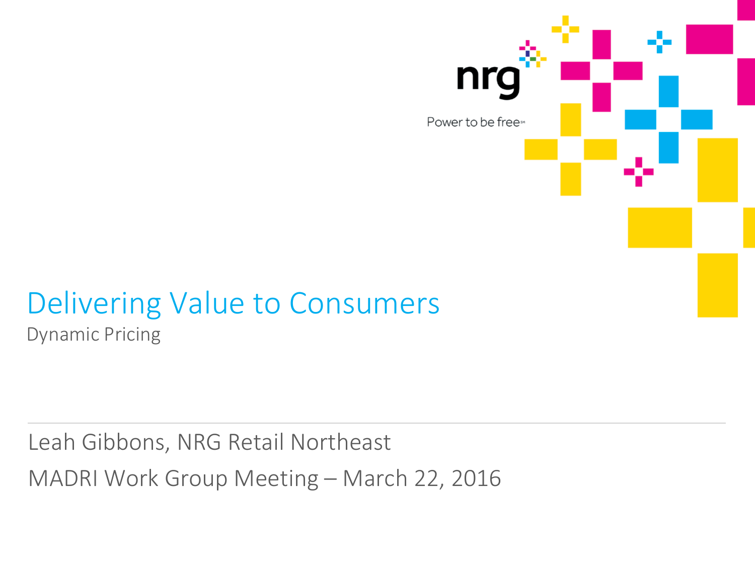nrg

Power to be free℠

# Delivering Value to Consumers

Dynamic Pricing

---

Leah Gibbons, NRG Retail Northeast

MADRI Work Group Meeting – March 22, 2016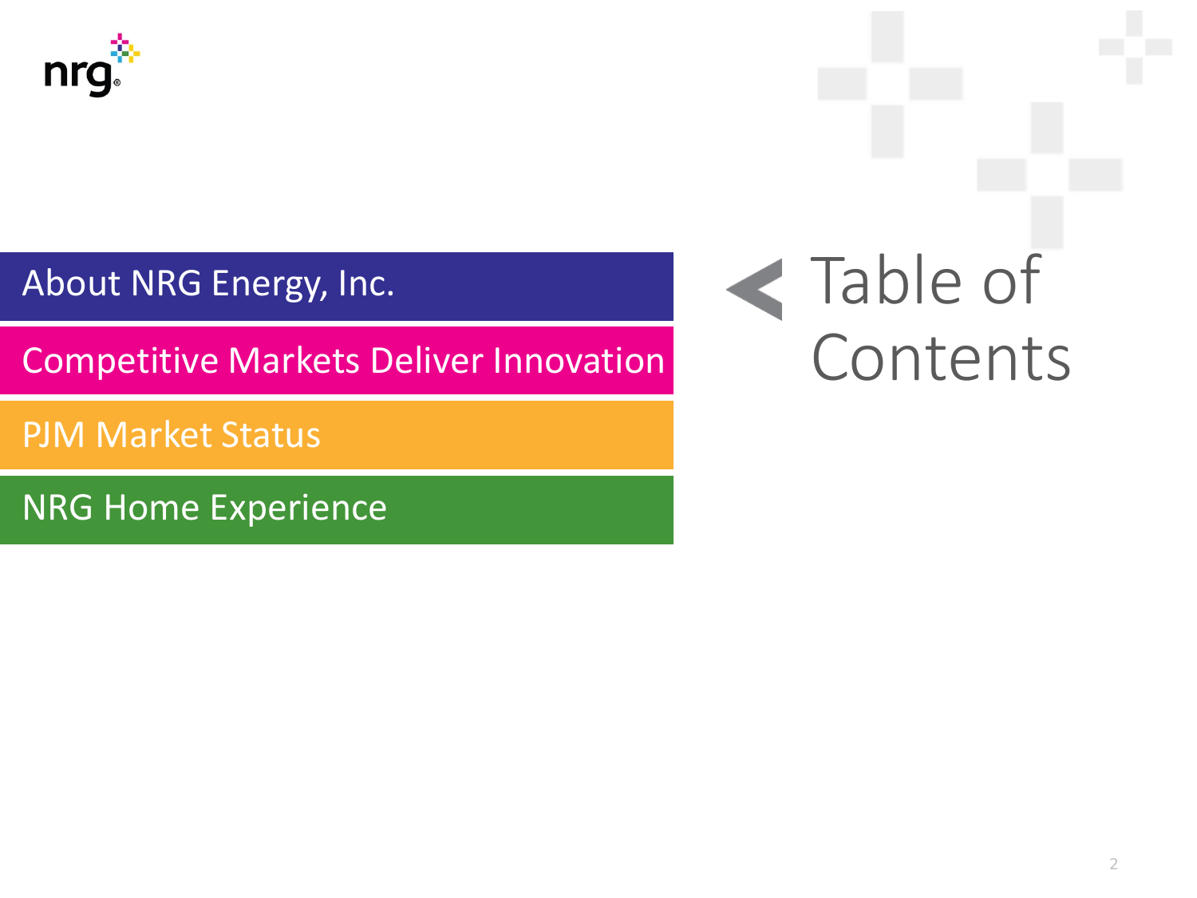# Table of Contents

- About NRG Energy, Inc.
- Competitive Markets Deliver Innovation
- PJM Market Status
- NRG Home Experience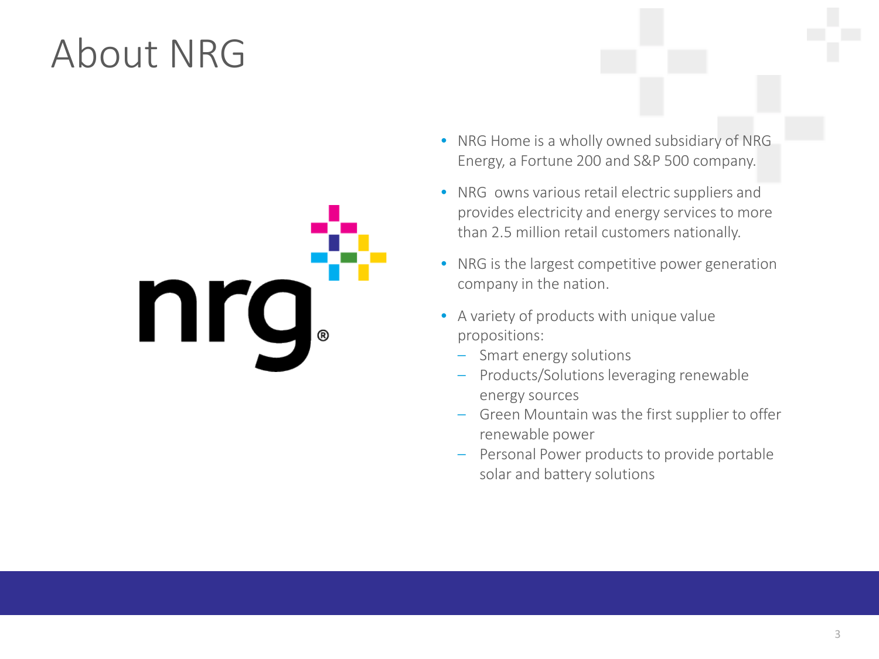# About NRG

- NRG Home is a wholly owned subsidiary of NRG Energy, a Fortune 200 and S&P 500 company.
- NRG owns various retail electric suppliers and provides electricity and energy services to more than 2.5 million retail customers nationally.
- NRG is the largest competitive power generation company in the nation.
- A variety of products with unique value propositions:
  - Smart energy solutions
  - Products/Solutions leveraging renewable energy sources
  - Green Mountain was the first supplier to offer renewable power
  - Personal Power products to provide portable solar and battery solutions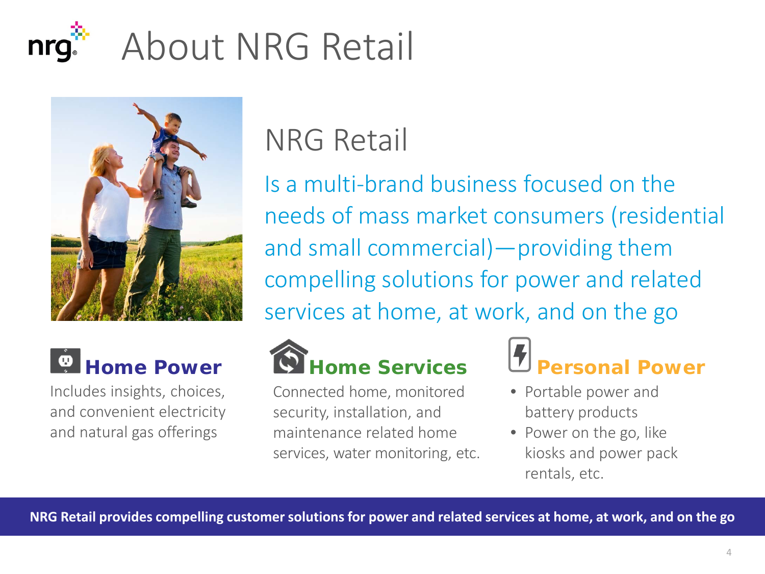# About NRG Retail

## NRG Retail

Is a multi-brand business focused on the needs of mass market consumers (residential and small commercial)—providing them compelling solutions for power and related services at home, at work, and on the go

### Home Power

Includes insights, choices, and convenient electricity and natural gas offerings

### Home Services

Connected home, monitored security, installation, and maintenance related home services, water monitoring, etc.

### Personal Power

- Portable power and battery products
- Power on the go, like kiosks and power pack rentals, etc.

**NRG Retail provides compelling customer solutions for power and related services at home, at work, and on the go**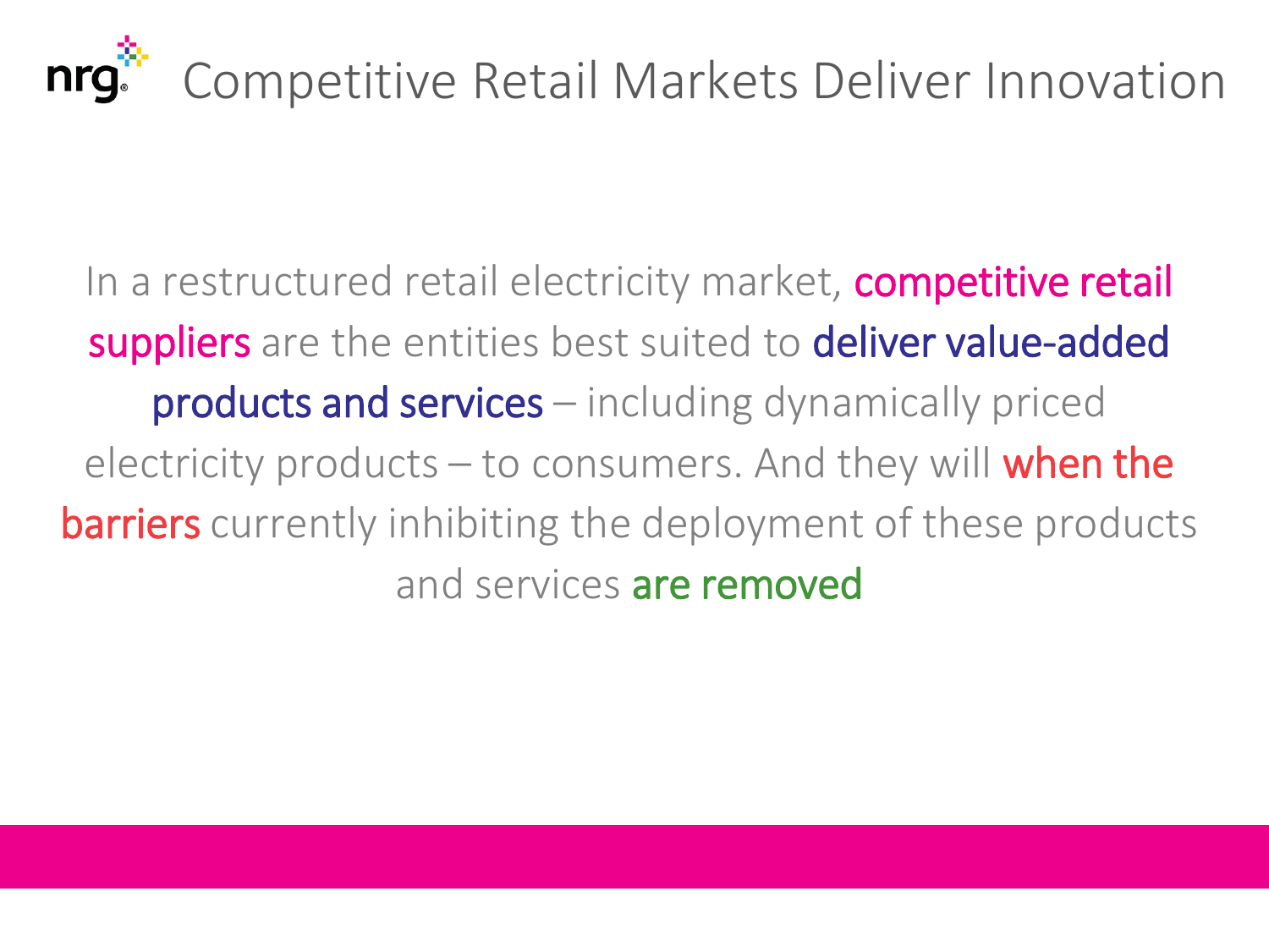# Competitive Retail Markets Deliver Innovation

In a restructured retail electricity market, competitive retail suppliers are the entities best suited to deliver value-added products and services – including dynamically priced electricity products – to consumers. And they will when the barriers currently inhibiting the deployment of these products and services are removed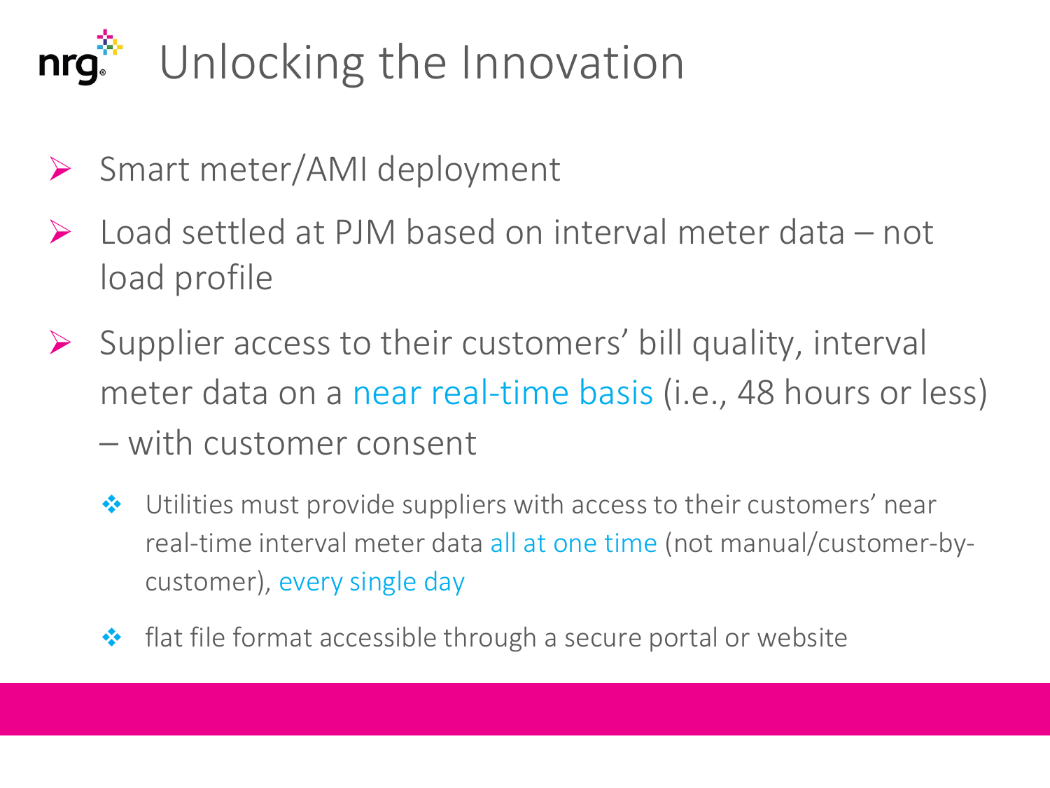# Unlocking the Innovation

- Smart meter/AMI deployment
- Load settled at PJM based on interval meter data – not load profile
- Supplier access to their customers' bill quality, interval meter data on a near real-time basis (i.e., 48 hours or less) – with customer consent
  - Utilities must provide suppliers with access to their customers' near real-time interval meter data all at one time (not manual/customer-by-customer), every single day
  - flat file format accessible through a secure portal or website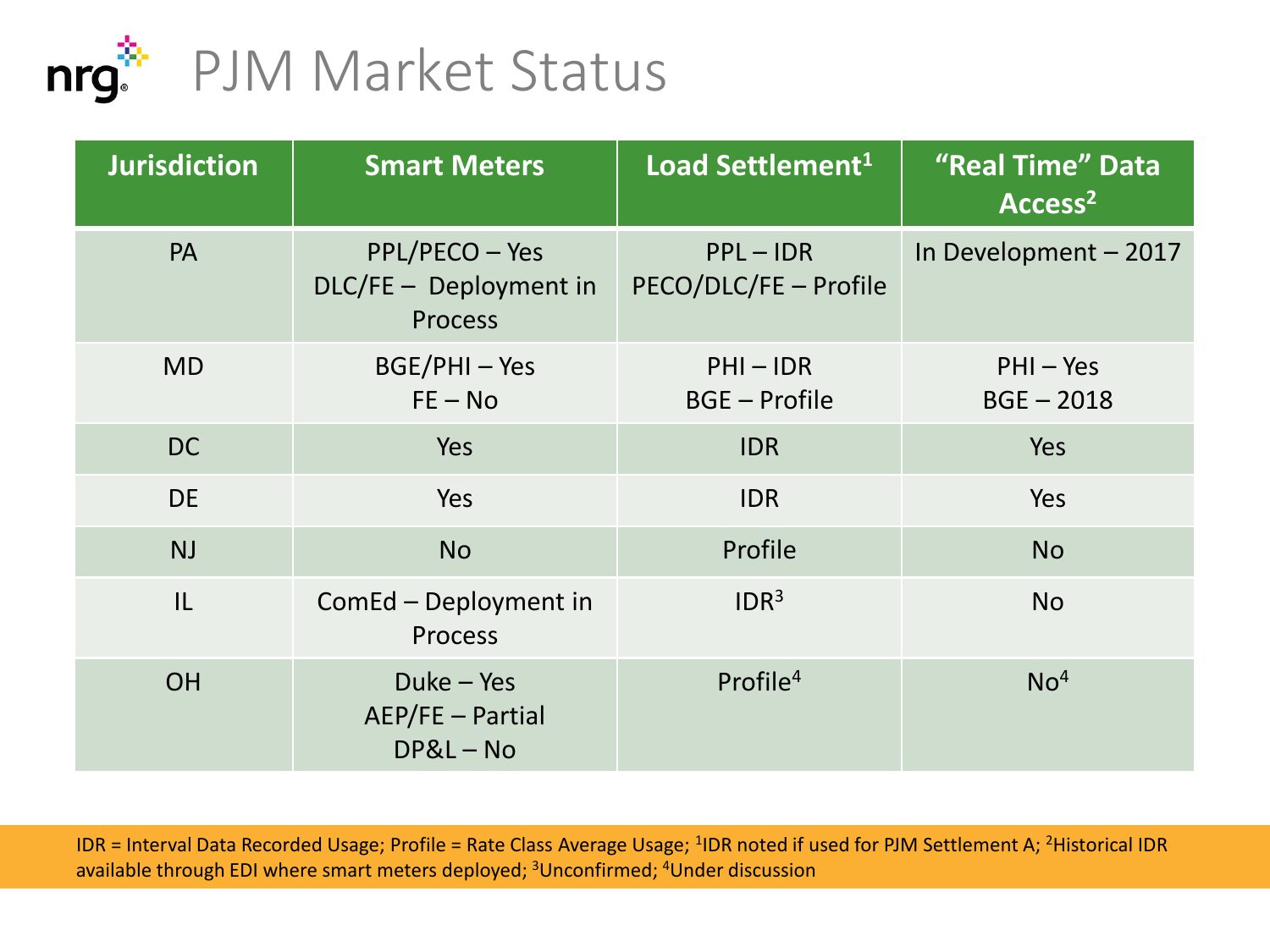# PJM Market Status

| Jurisdiction | Smart Meters | Load Settlement[1] | "Real Time" Data Access[2] |
|---|---|---|---|
| PA | PPL/PECO – Yes<br>DLC/FE – Deployment in Process | PPL – IDR<br>PECO/DLC/FE – Profile | In Development – 2017 |
| MD | BGE/PHI – Yes<br>FE – No | PHI – IDR<br>BGE – Profile | PHI – Yes<br>BGE – 2018 |
| DC | Yes | IDR | Yes |
| DE | Yes | IDR | Yes |
| NJ | No | Profile | No |
| IL | ComEd – Deployment in Process | IDR[3] | No |
| OH | Duke – Yes<br>AEP/FE – Partial<br>DP&L – No | Profile[4] | No[4] |

IDR = Interval Data Recorded Usage; Profile = Rate Class Average Usage; [1]IDR noted if used for PJM Settlement A; [2]Historical IDR available through EDI where smart meters deployed; [3]Unconfirmed; [4]Under discussion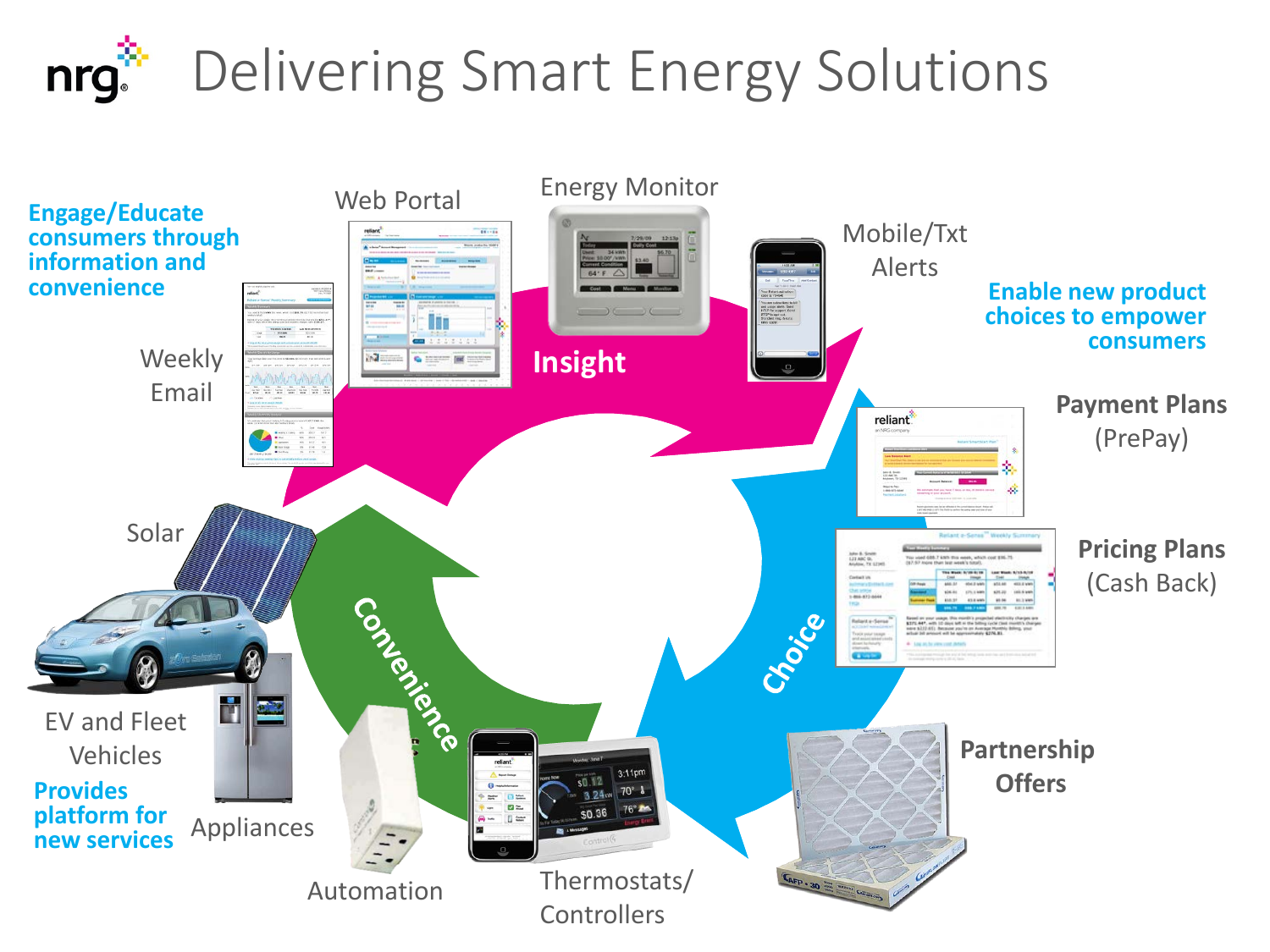# Delivering Smart Energy Solutions

**Engage/Educate consumers through information and convenience**

Weekly Email

Web Portal

Energy Monitor

Mobile/Txt Alerts

**Insight**

**Enable new product choices to empower consumers**

**Payment Plans** (PrePay)

**Pricing Plans** (Cash Back)

**Choice**

**Partnership Offers**

Thermostats/ Controllers

Automation

**Convenience**

Appliances

Solar

EV and Fleet Vehicles

**Provides platform for new services**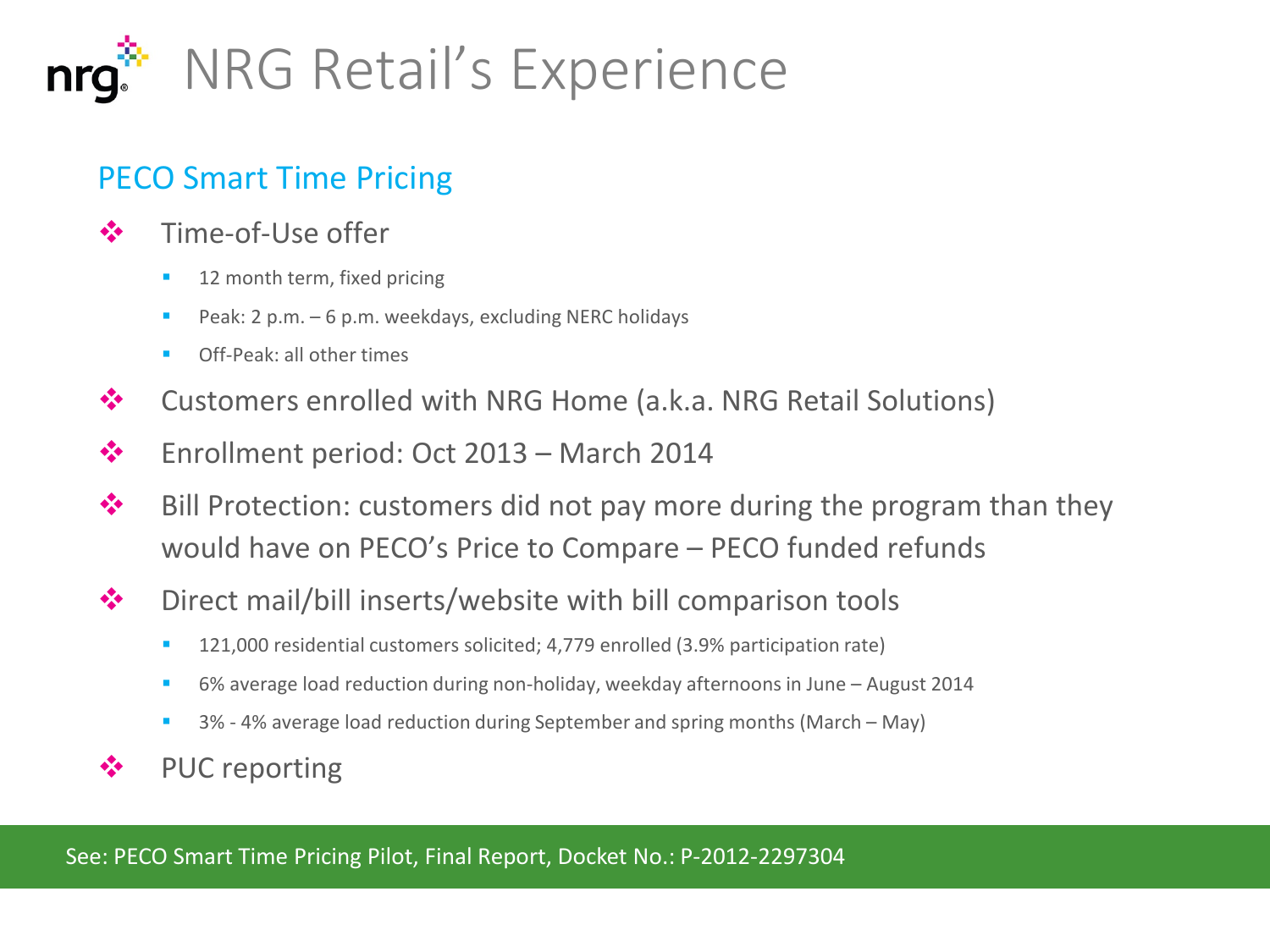# NRG Retail's Experience

## PECO Smart Time Pricing

- Time-of-Use offer
  - 12 month term, fixed pricing
  - Peak: 2 p.m. – 6 p.m. weekdays, excluding NERC holidays
  - Off-Peak: all other times
- Customers enrolled with NRG Home (a.k.a. NRG Retail Solutions)
- Enrollment period: Oct 2013 – March 2014
- Bill Protection: customers did not pay more during the program than they would have on PECO's Price to Compare – PECO funded refunds
- Direct mail/bill inserts/website with bill comparison tools
  - 121,000 residential customers solicited; 4,779 enrolled (3.9% participation rate)
  - 6% average load reduction during non-holiday, weekday afternoons in June – August 2014
  - 3% - 4% average load reduction during September and spring months (March – May)
- PUC reporting

See: PECO Smart Time Pricing Pilot, Final Report, Docket No.: P-2012-2297304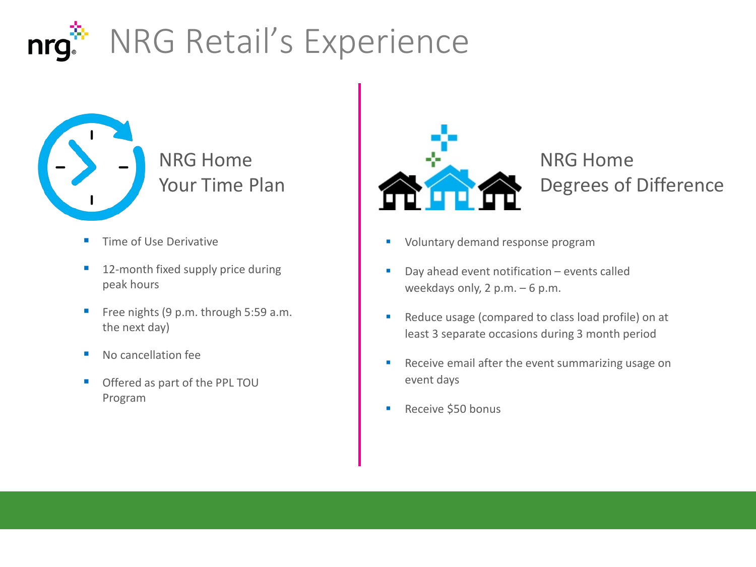# NRG Retail's Experience

## NRG Home Your Time Plan

- Time of Use Derivative
- 12-month fixed supply price during peak hours
- Free nights (9 p.m. through 5:59 a.m. the next day)
- No cancellation fee
- Offered as part of the PPL TOU Program

## NRG Home Degrees of Difference

- Voluntary demand response program
- Day ahead event notification – events called weekdays only, 2 p.m. – 6 p.m.
- Reduce usage (compared to class load profile) on at least 3 separate occasions during 3 month period
- Receive email after the event summarizing usage on event days
- Receive $50 bonus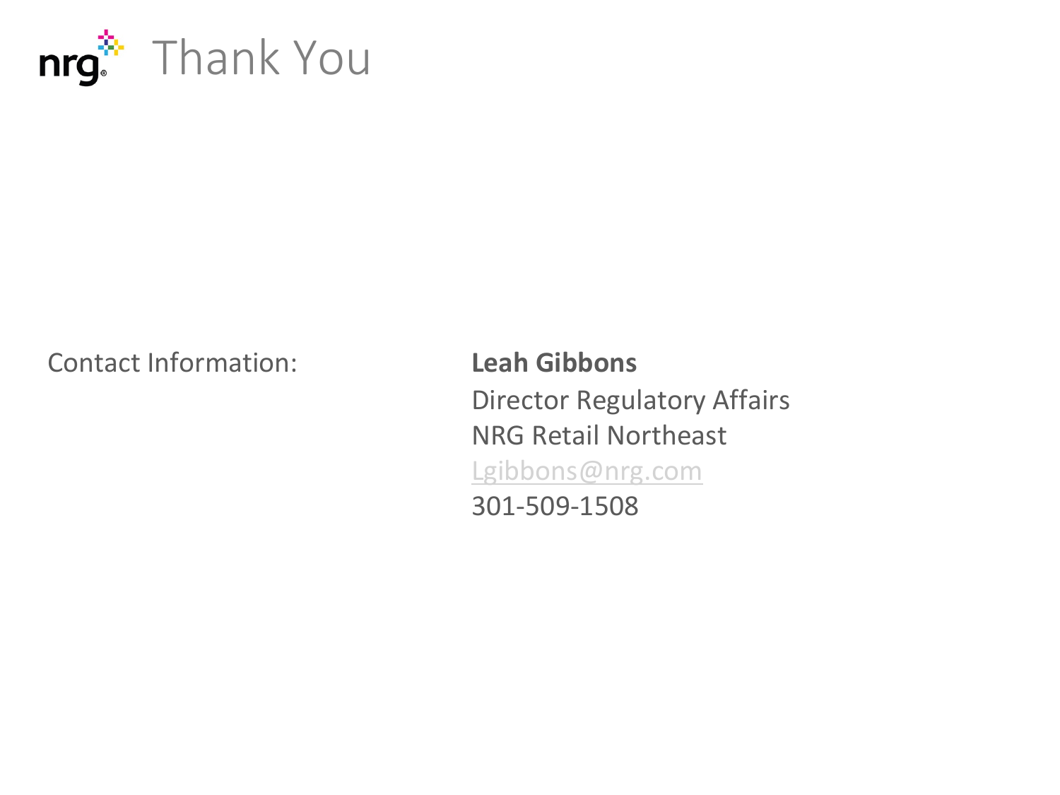# Thank You

Contact Information:

**Leah Gibbons**
Director Regulatory Affairs
NRG Retail Northeast
Lgibbons@nrg.com
301-509-1508